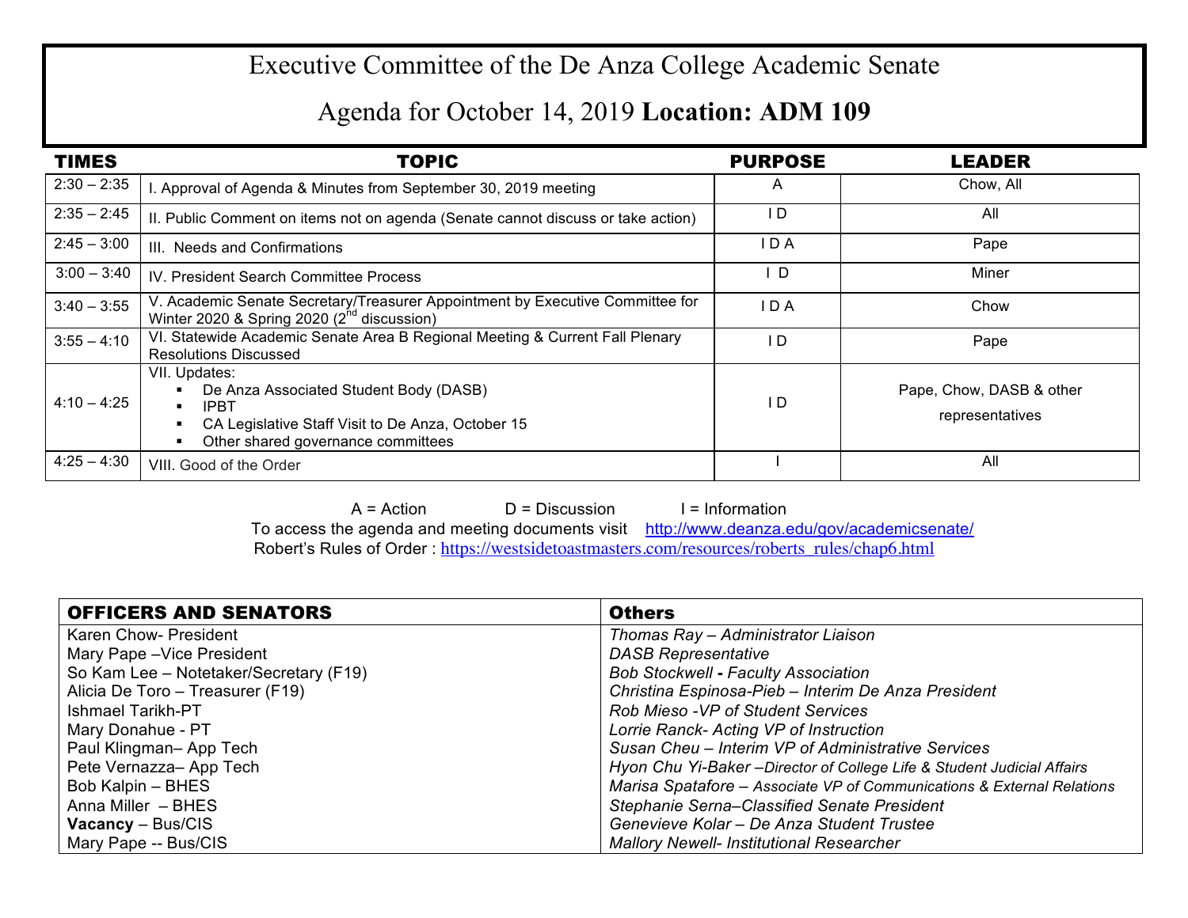# Executive Committee of the De Anza College Academic Senate

## Agenda for October 14, 2019 **Location: ADM 109**

| TIMES | TOPIC | PURPOSE | LEADER |
|---|---|---|---|
| 2:30 – 2:35 | I. Approval of Agenda & Minutes from September 30, 2019 meeting | A | Chow, All |
| 2:35 – 2:45 | II. Public Comment on items not on agenda (Senate cannot discuss or take action) | I D | All |
| 2:45 – 3:00 | III. Needs and Confirmations | I D A | Pape |
| 3:00 – 3:40 | IV. President Search Committee Process | I D | Miner |
| 3:40 – 3:55 | V. Academic Senate Secretary/Treasurer Appointment by Executive Committee for Winter 2020 & Spring 2020 (2nd discussion) | I D A | Chow |
| 3:55 – 4:10 | VI. Statewide Academic Senate Area B Regional Meeting & Current Fall Plenary Resolutions Discussed | I D | Pape |
| 4:10 – 4:25 | VII. Updates:<br>▪ De Anza Associated Student Body (DASB)<br>▪ IPBT<br>▪ CA Legislative Staff Visit to De Anza, October 15<br>▪ Other shared governance committees | I D | Pape, Chow, DASB & other representatives |
| 4:25 – 4:30 | VIII. Good of the Order | I | All |

A = Action D = Discussion I = Information

To access the agenda and meeting documents visit http://www.deanza.edu/gov/academicsenate/

Robert's Rules of Order : https://westsidetoastmasters.com/resources/roberts_rules/chap6.html

| OFFICERS AND SENATORS | Others |
|---|---|
| Karen Chow- President | *Thomas Ray – Administrator Liaison* |
| Mary Pape –Vice President | *DASB Representative* |
| So Kam Lee – Notetaker/Secretary (F19) | *Bob Stockwell - Faculty Association* |
| Alicia De Toro – Treasurer (F19) | *Christina Espinosa-Pieb – Interim De Anza President* |
| Ishmael Tarikh-PT | *Rob Mieso -VP of Student Services* |
| Mary Donahue - PT | *Lorrie Ranck- Acting VP of Instruction* |
| Paul Klingman– App Tech | *Susan Cheu – Interim VP of Administrative Services* |
| Pete Vernazza– App Tech | *Hyon Chu Yi-Baker –Director of College Life & Student Judicial Affairs* |
| Bob Kalpin – BHES | *Marisa Spatafore – Associate VP of Communications & External Relations* |
| Anna Miller – BHES | *Stephanie Serna–Classified Senate President* |
| **Vacancy** – Bus/CIS | *Genevieve Kolar – De Anza Student Trustee* |
| Mary Pape -- Bus/CIS | *Mallory Newell- Institutional Researcher* |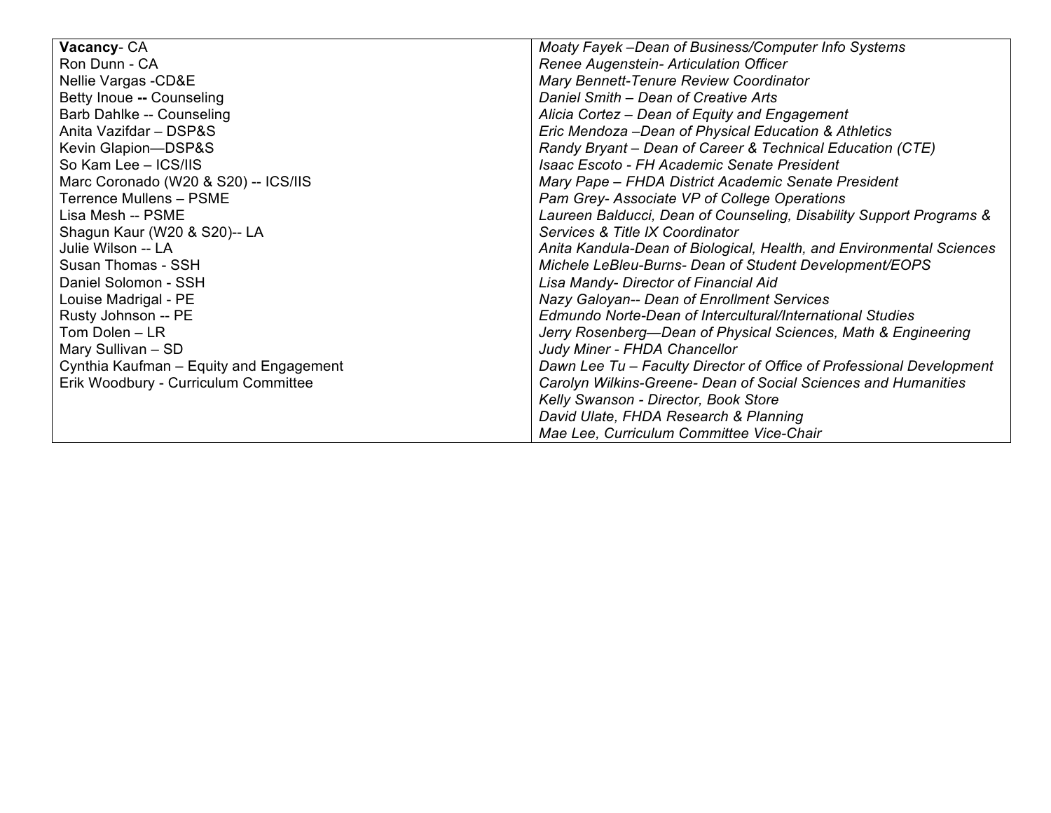| | |
|---|---|
| **Vacancy**- CA | *Moaty Fayek –Dean of Business/Computer Info Systems* |
| Ron Dunn - CA | *Renee Augenstein- Articulation Officer* |
| Nellie Vargas -CD&E | *Mary Bennett-Tenure Review Coordinator* |
| Betty Inoue **--** Counseling | *Daniel Smith – Dean of Creative Arts* |
| Barb Dahlke -- Counseling | *Alicia Cortez – Dean of Equity and Engagement* |
| Anita Vazifdar – DSP&S | *Eric Mendoza –Dean of Physical Education & Athletics* |
| Kevin Glapion—DSP&S | *Randy Bryant – Dean of Career & Technical Education (CTE)* |
| So Kam Lee – ICS/IIS | *Isaac Escoto - FH Academic Senate President* |
| Marc Coronado (W20 & S20) -- ICS/IIS | *Mary Pape – FHDA District Academic Senate President* |
| Terrence Mullens – PSME | *Pam Grey- Associate VP of College Operations* |
| Lisa Mesh -- PSME | *Laureen Balducci, Dean of Counseling, Disability Support Programs & Services & Title IX Coordinator* |
| Shagun Kaur (W20 & S20)-- LA | |
| Julie Wilson -- LA | *Anita Kandula-Dean of Biological, Health, and Environmental Sciences* |
| Susan Thomas - SSH | *Michele LeBleu-Burns- Dean of Student Development/EOPS* |
| Daniel Solomon - SSH | *Lisa Mandy- Director of Financial Aid* |
| Louise Madrigal - PE | *Nazy Galoyan-- Dean of Enrollment Services* |
| Rusty Johnson -- PE | *Edmundo Norte-Dean of Intercultural/International Studies* |
| Tom Dolen – LR | *Jerry Rosenberg—Dean of Physical Sciences, Math & Engineering* |
| Mary Sullivan – SD | *Judy Miner - FHDA Chancellor* |
| Cynthia Kaufman – Equity and Engagement | *Dawn Lee Tu – Faculty Director of Office of Professional Development* |
| Erik Woodbury - Curriculum Committee | *Carolyn Wilkins-Greene- Dean of Social Sciences and Humanities* |
| | *Kelly Swanson - Director, Book Store* |
| | *David Ulate, FHDA Research & Planning* |
| | *Mae Lee, Curriculum Committee Vice-Chair* |